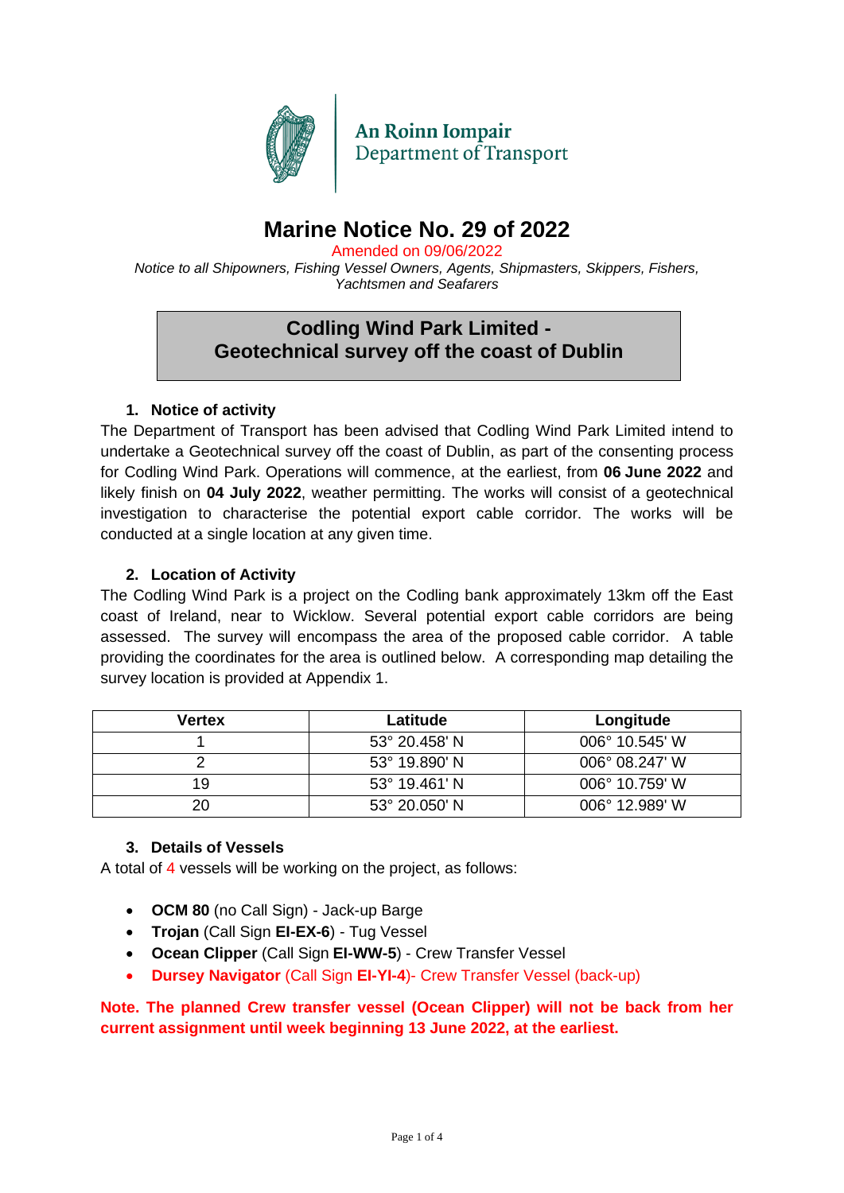An Roinn Iompair
Department of Transport

# Marine Notice No. 29 of 2022

Amended on 09/06/2022

*Notice to all Shipowners, Fishing Vessel Owners, Agents, Shipmasters, Skippers, Fishers, Yachtsmen and Seafarers*

## Codling Wind Park Limited - Geotechnical survey off the coast of Dublin

### 1. Notice of activity

The Department of Transport has been advised that Codling Wind Park Limited intend to undertake a Geotechnical survey off the coast of Dublin, as part of the consenting process for Codling Wind Park. Operations will commence, at the earliest, from **06 June 2022** and likely finish on **04 July 2022**, weather permitting. The works will consist of a geotechnical investigation to characterise the potential export cable corridor. The works will be conducted at a single location at any given time.

### 2. Location of Activity

The Codling Wind Park is a project on the Codling bank approximately 13km off the East coast of Ireland, near to Wicklow. Several potential export cable corridors are being assessed. The survey will encompass the area of the proposed cable corridor. A table providing the coordinates for the area is outlined below. A corresponding map detailing the survey location is provided at Appendix 1.

| Vertex | Latitude | Longitude |
|---|---|---|
| 1 | 53° 20.458' N | 006° 10.545' W |
| 2 | 53° 19.890' N | 006° 08.247' W |
| 19 | 53° 19.461' N | 006° 10.759' W |
| 20 | 53° 20.050' N | 006° 12.989' W |

### 3. Details of Vessels

A total of 4 vessels will be working on the project, as follows:

- **OCM 80** (no Call Sign) - Jack-up Barge
- **Trojan** (Call Sign **EI-EX-6**) - Tug Vessel
- **Ocean Clipper** (Call Sign **EI-WW-5**) - Crew Transfer Vessel
- **Dursey Navigator** (Call Sign **EI-YI-4**)- Crew Transfer Vessel (back-up)

**Note. The planned Crew transfer vessel (Ocean Clipper) will not be back from her current assignment until week beginning 13 June 2022, at the earliest.**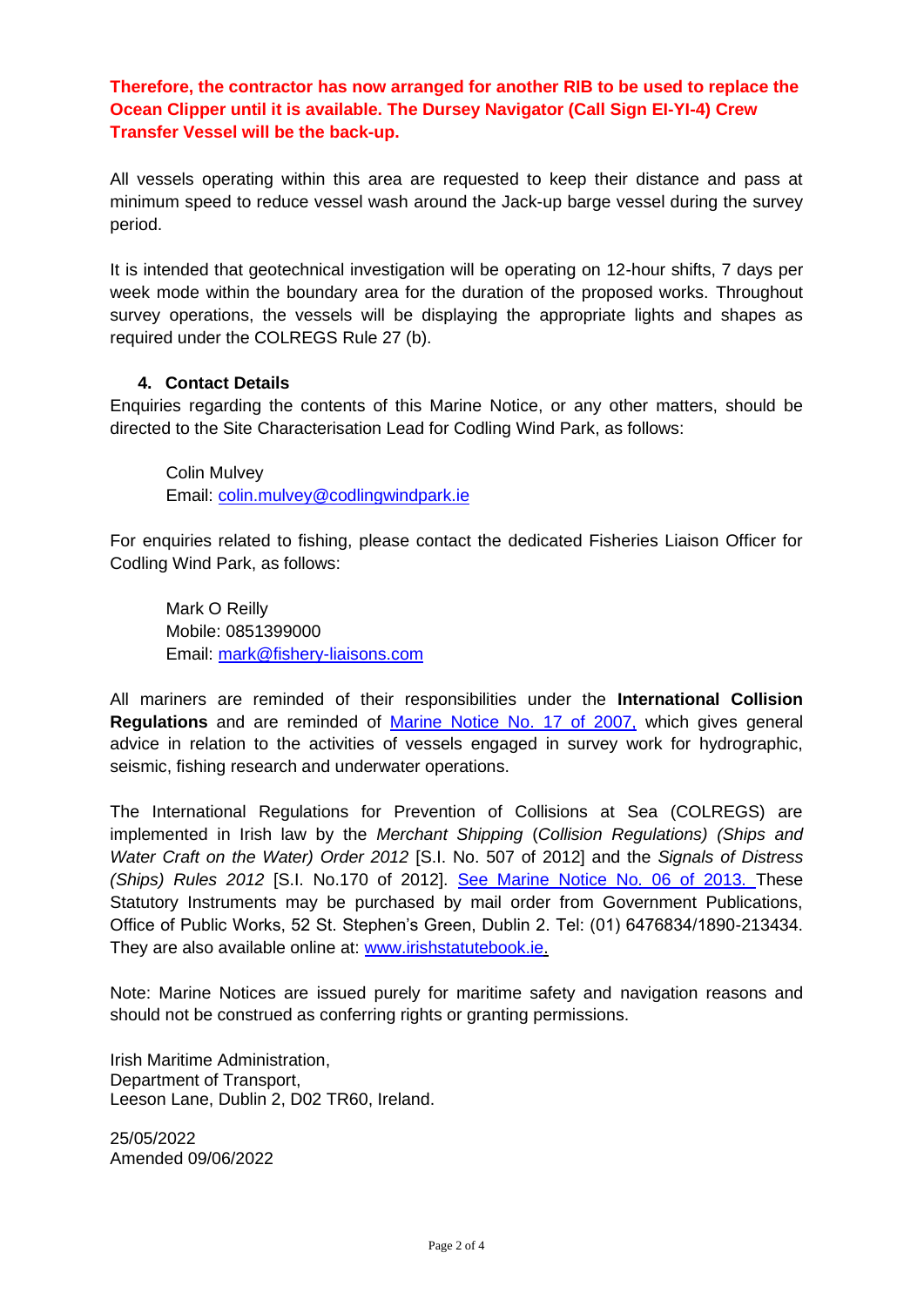**Therefore, the contractor has now arranged for another RIB to be used to replace the Ocean Clipper until it is available. The Dursey Navigator (Call Sign EI-YI-4) Crew Transfer Vessel will be the back-up.**

All vessels operating within this area are requested to keep their distance and pass at minimum speed to reduce vessel wash around the Jack-up barge vessel during the survey period.

It is intended that geotechnical investigation will be operating on 12-hour shifts, 7 days per week mode within the boundary area for the duration of the proposed works. Throughout survey operations, the vessels will be displaying the appropriate lights and shapes as required under the COLREGS Rule 27 (b).

### 4. Contact Details

Enquiries regarding the contents of this Marine Notice, or any other matters, should be directed to the Site Characterisation Lead for Codling Wind Park, as follows:

Colin Mulvey
Email: colin.mulvey@codlingwindpark.ie

For enquiries related to fishing, please contact the dedicated Fisheries Liaison Officer for Codling Wind Park, as follows:

Mark O Reilly
Mobile: 0851399000
Email: mark@fishery-liaisons.com

All mariners are reminded of their responsibilities under the **International Collision Regulations** and are reminded of Marine Notice No. 17 of 2007, which gives general advice in relation to the activities of vessels engaged in survey work for hydrographic, seismic, fishing research and underwater operations.

The International Regulations for Prevention of Collisions at Sea (COLREGS) are implemented in Irish law by the *Merchant Shipping* (*Collision Regulations) (Ships and Water Craft on the Water) Order 2012* [S.I. No. 507 of 2012] and the *Signals of Distress (Ships) Rules 2012* [S.I. No.170 of 2012]. See Marine Notice No. 06 of 2013. These Statutory Instruments may be purchased by mail order from Government Publications, Office of Public Works, 52 St. Stephen's Green, Dublin 2. Tel: (01) 6476834/1890-213434. They are also available online at: www.irishstatutebook.ie.

Note: Marine Notices are issued purely for maritime safety and navigation reasons and should not be construed as conferring rights or granting permissions.

Irish Maritime Administration,
Department of Transport,
Leeson Lane, Dublin 2, D02 TR60, Ireland.

25/05/2022
Amended 09/06/2022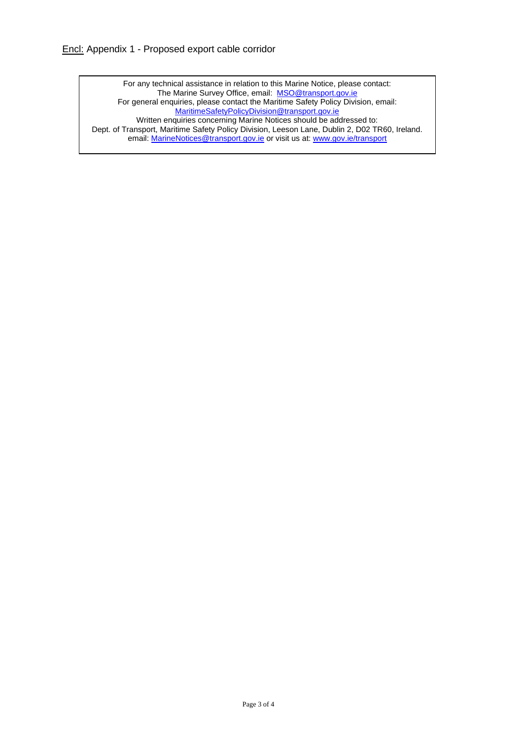<u>Encl:</u> Appendix 1 - Proposed export cable corridor

For any technical assistance in relation to this Marine Notice, please contact:
The Marine Survey Office, email: MSO@transport.gov.ie
For general enquiries, please contact the Maritime Safety Policy Division, email:
MaritimeSafetyPolicyDivision@transport.gov.ie
Written enquiries concerning Marine Notices should be addressed to:
Dept. of Transport, Maritime Safety Policy Division, Leeson Lane, Dublin 2, D02 TR60, Ireland.
email: MarineNotices@transport.gov.ie or visit us at: www.gov.ie/transport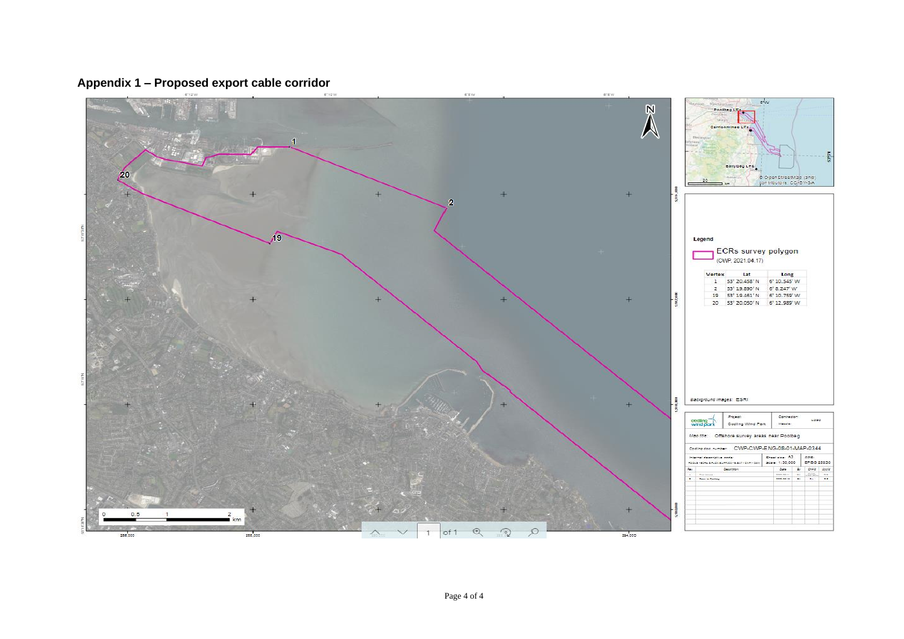## Appendix 1 – Proposed export cable corridor

Legend

ECRs survey polygon (CWP, 2021.04.17)

| Vertex | Lat | Long |
|---|---|---|
| 1 | 53° 20.458' N | 6° 10.545' W |
| 2 | 53° 19.890' N | 6° 8.247' W |
| 19 | 53° 19.461' N | 6° 10.759' W |
| 20 | 53° 20.050' N | 6° 12.989' W |

Background images: ESRI

Project: Codling Wind Park

Map title: Offshore survey areas near Poolbeg

Codling doc number: CWP-CWP-ENG-08-01-MAP-0344

Sheet size: A3

Scale: 1:30,000

EPSG 25830